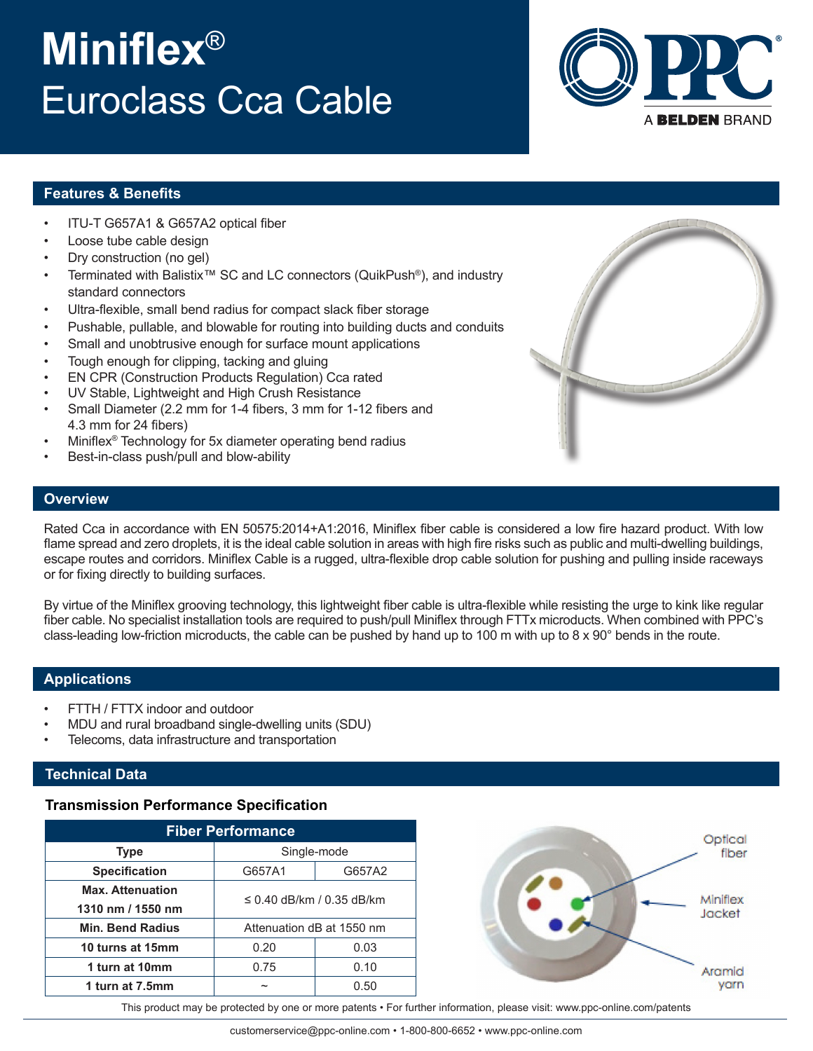# Miniflex®
# Euroclass Cca Cable

A BELDEN BRAND

## Features & Benefits

- ITU-T G657A1 & G657A2 optical fiber
- Loose tube cable design
- Dry construction (no gel)
- Terminated with Balistix™ SC and LC connectors (QuikPush®), and industry standard connectors
- Ultra-flexible, small bend radius for compact slack fiber storage
- Pushable, pullable, and blowable for routing into building ducts and conduits
- Small and unobtrusive enough for surface mount applications
- Tough enough for clipping, tacking and gluing
- EN CPR (Construction Products Regulation) Cca rated
- UV Stable, Lightweight and High Crush Resistance
- Small Diameter (2.2 mm for 1-4 fibers, 3 mm for 1-12 fibers and 4.3 mm for 24 fibers)
- Miniflex® Technology for 5x diameter operating bend radius
- Best-in-class push/pull and blow-ability

## Overview

Rated Cca in accordance with EN 50575:2014+A1:2016, Miniflex fiber cable is considered a low fire hazard product. With low flame spread and zero droplets, it is the ideal cable solution in areas with high fire risks such as public and multi-dwelling buildings, escape routes and corridors. Miniflex Cable is a rugged, ultra-flexible drop cable solution for pushing and pulling inside raceways or for fixing directly to building surfaces.

By virtue of the Miniflex grooving technology, this lightweight fiber cable is ultra-flexible while resisting the urge to kink like regular fiber cable. No specialist installation tools are required to push/pull Miniflex through FTTx microducts. When combined with PPC's class-leading low-friction microducts, the cable can be pushed by hand up to 100 m with up to 8 x 90° bends in the route.

## Applications

- FTTH / FTTX indoor and outdoor
- MDU and rural broadband single-dwelling units (SDU)
- Telecoms, data infrastructure and transportation

## Technical Data

### Transmission Performance Specification

| Fiber Performance | | |
|---|---|---|
| **Type** | Single-mode | |
| **Specification** | G657A1 | G657A2 |
| **Max. Attenuation 1310 nm / 1550 nm** | ≤ 0.40 dB/km / 0.35 dB/km | |
| **Min. Bend Radius** | Attenuation dB at 1550 nm | |
| **10 turns at 15mm** | 0.20 | 0.03 |
| **1 turn at 10mm** | 0.75 | 0.10 |
| **1 turn at 7.5mm** | ~ | 0.50 |

Optical fiber
Miniflex Jacket
Aramid yarn

This product may be protected by one or more patents • For further information, please visit: www.ppc-online.com/patents

customerservice@ppc-online.com • 1-800-800-6652 • www.ppc-online.com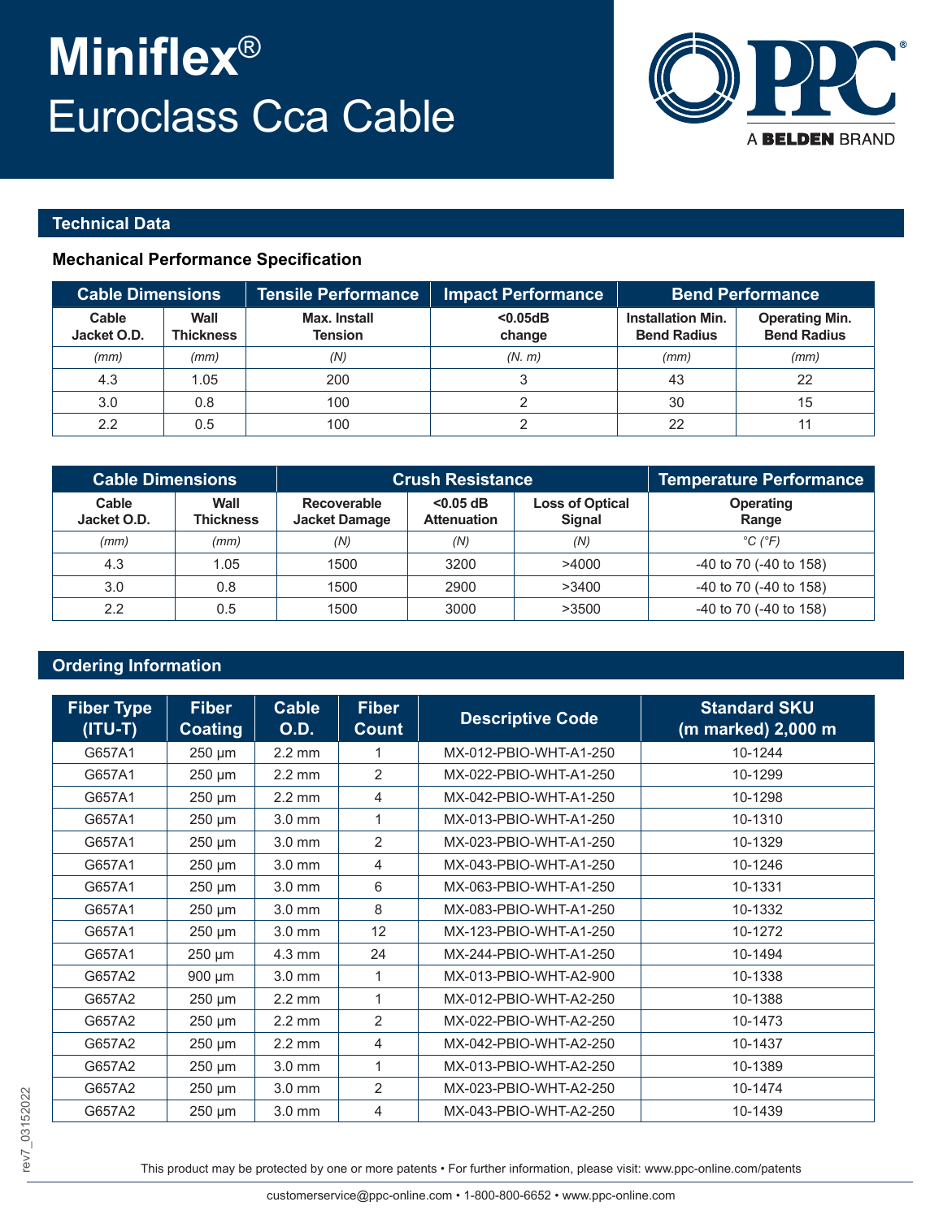# Miniflex®

## Euroclass Cca Cable

PPC — A BELDEN BRAND

## Technical Data

### Mechanical Performance Specification

| Cable Dimensions | | Tensile Performance | Impact Performance | Bend Performance | |
|---|---|---|---|---|---|
| Cable Jacket O.D. | Wall Thickness | Max. Install Tension | <0.05dB change | Installation Min. Bend Radius | Operating Min. Bend Radius |
| *(mm)* | *(mm)* | *(N)* | *(N. m)* | *(mm)* | *(mm)* |
| 4.3 | 1.05 | 200 | 3 | 43 | 22 |
| 3.0 | 0.8 | 100 | 2 | 30 | 15 |
| 2.2 | 0.5 | 100 | 2 | 22 | 11 |

| Cable Dimensions | | Crush Resistance | | | Temperature Performance |
|---|---|---|---|---|---|
| Cable Jacket O.D. | Wall Thickness | Recoverable Jacket Damage | <0.05 dB Attenuation | Loss of Optical Signal | Operating Range |
| *(mm)* | *(mm)* | *(N)* | *(N)* | *(N)* | *°C (°F)* |
| 4.3 | 1.05 | 1500 | 3200 | >4000 | -40 to 70 (-40 to 158) |
| 3.0 | 0.8 | 1500 | 2900 | >3400 | -40 to 70 (-40 to 158) |
| 2.2 | 0.5 | 1500 | 3000 | >3500 | -40 to 70 (-40 to 158) |

## Ordering Information

| Fiber Type (ITU-T) | Fiber Coating | Cable O.D. | Fiber Count | Descriptive Code | Standard SKU (m marked) 2,000 m |
|---|---|---|---|---|---|
| G657A1 | 250 µm | 2.2 mm | 1 | MX-012-PBIO-WHT-A1-250 | 10-1244 |
| G657A1 | 250 µm | 2.2 mm | 2 | MX-022-PBIO-WHT-A1-250 | 10-1299 |
| G657A1 | 250 µm | 2.2 mm | 4 | MX-042-PBIO-WHT-A1-250 | 10-1298 |
| G657A1 | 250 µm | 3.0 mm | 1 | MX-013-PBIO-WHT-A1-250 | 10-1310 |
| G657A1 | 250 µm | 3.0 mm | 2 | MX-023-PBIO-WHT-A1-250 | 10-1329 |
| G657A1 | 250 µm | 3.0 mm | 4 | MX-043-PBIO-WHT-A1-250 | 10-1246 |
| G657A1 | 250 µm | 3.0 mm | 6 | MX-063-PBIO-WHT-A1-250 | 10-1331 |
| G657A1 | 250 µm | 3.0 mm | 8 | MX-083-PBIO-WHT-A1-250 | 10-1332 |
| G657A1 | 250 µm | 3.0 mm | 12 | MX-123-PBIO-WHT-A1-250 | 10-1272 |
| G657A1 | 250 µm | 4.3 mm | 24 | MX-244-PBIO-WHT-A1-250 | 10-1494 |
| G657A2 | 900 µm | 3.0 mm | 1 | MX-013-PBIO-WHT-A2-900 | 10-1338 |
| G657A2 | 250 µm | 2.2 mm | 1 | MX-012-PBIO-WHT-A2-250 | 10-1388 |
| G657A2 | 250 µm | 2.2 mm | 2 | MX-022-PBIO-WHT-A2-250 | 10-1473 |
| G657A2 | 250 µm | 2.2 mm | 4 | MX-042-PBIO-WHT-A2-250 | 10-1437 |
| G657A2 | 250 µm | 3.0 mm | 1 | MX-013-PBIO-WHT-A2-250 | 10-1389 |
| G657A2 | 250 µm | 3.0 mm | 2 | MX-023-PBIO-WHT-A2-250 | 10-1474 |
| G657A2 | 250 µm | 3.0 mm | 4 | MX-043-PBIO-WHT-A2-250 | 10-1439 |

rev7_03152022

This product may be protected by one or more patents • For further information, please visit: www.ppc-online.com/patents

customerservice@ppc-online.com • 1-800-800-6652 • www.ppc-online.com